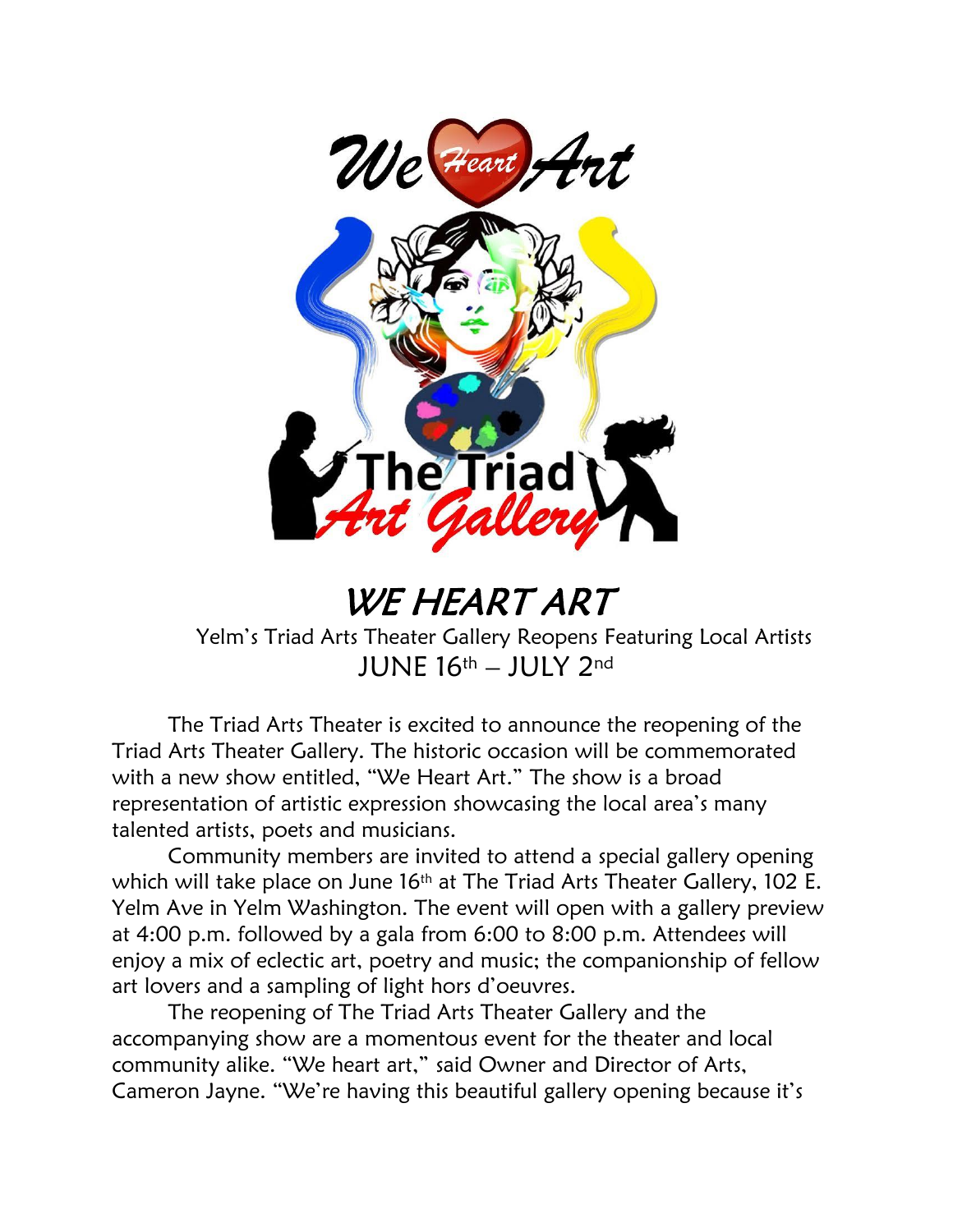# WE HEART ART

Yelm's Triad Arts Theater Gallery Reopens Featuring Local Artists

JUNE 16th – JULY 2nd

The Triad Arts Theater is excited to announce the reopening of the Triad Arts Theater Gallery. The historic occasion will be commemorated with a new show entitled, "We Heart Art." The show is a broad representation of artistic expression showcasing the local area's many talented artists, poets and musicians.

Community members are invited to attend a special gallery opening which will take place on June 16th at The Triad Arts Theater Gallery, 102 E. Yelm Ave in Yelm Washington. The event will open with a gallery preview at 4:00 p.m. followed by a gala from 6:00 to 8:00 p.m. Attendees will enjoy a mix of eclectic art, poetry and music; the companionship of fellow art lovers and a sampling of light hors d'oeuvres.

The reopening of The Triad Arts Theater Gallery and the accompanying show are a momentous event for the theater and local community alike. "We heart art," said Owner and Director of Arts, Cameron Jayne. "We're having this beautiful gallery opening because it's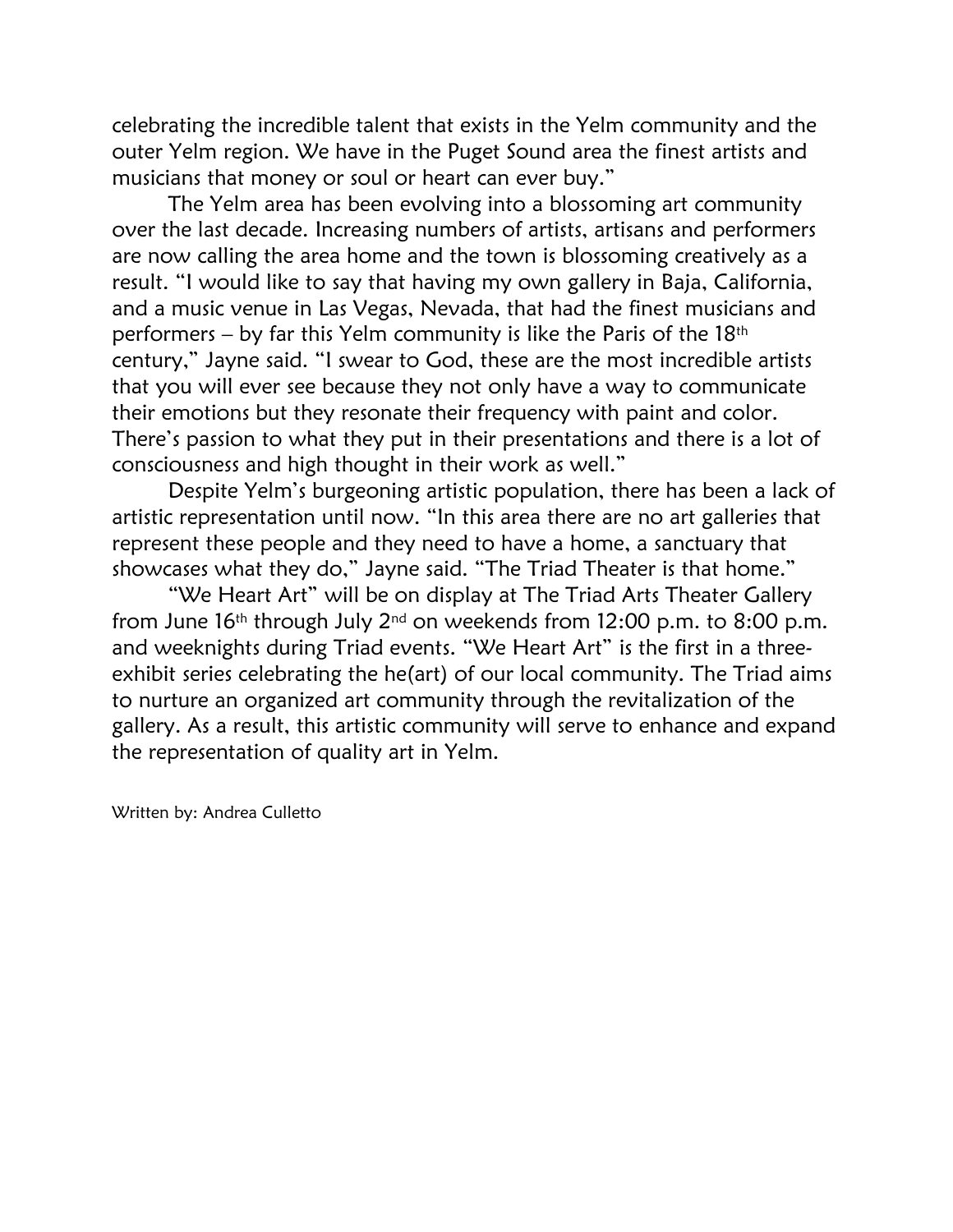celebrating the incredible talent that exists in the Yelm community and the outer Yelm region. We have in the Puget Sound area the finest artists and musicians that money or soul or heart can ever buy."

The Yelm area has been evolving into a blossoming art community over the last decade. Increasing numbers of artists, artisans and performers are now calling the area home and the town is blossoming creatively as a result. "I would like to say that having my own gallery in Baja, California, and a music venue in Las Vegas, Nevada, that had the finest musicians and performers – by far this Yelm community is like the Paris of the 18th century," Jayne said. "I swear to God, these are the most incredible artists that you will ever see because they not only have a way to communicate their emotions but they resonate their frequency with paint and color. There's passion to what they put in their presentations and there is a lot of consciousness and high thought in their work as well."

Despite Yelm's burgeoning artistic population, there has been a lack of artistic representation until now. "In this area there are no art galleries that represent these people and they need to have a home, a sanctuary that showcases what they do," Jayne said. "The Triad Theater is that home."

"We Heart Art" will be on display at The Triad Arts Theater Gallery from June 16th through July 2nd on weekends from 12:00 p.m. to 8:00 p.m. and weeknights during Triad events. "We Heart Art" is the first in a three-exhibit series celebrating the he(art) of our local community. The Triad aims to nurture an organized art community through the revitalization of the gallery. As a result, this artistic community will serve to enhance and expand the representation of quality art in Yelm.

Written by: Andrea Culletto